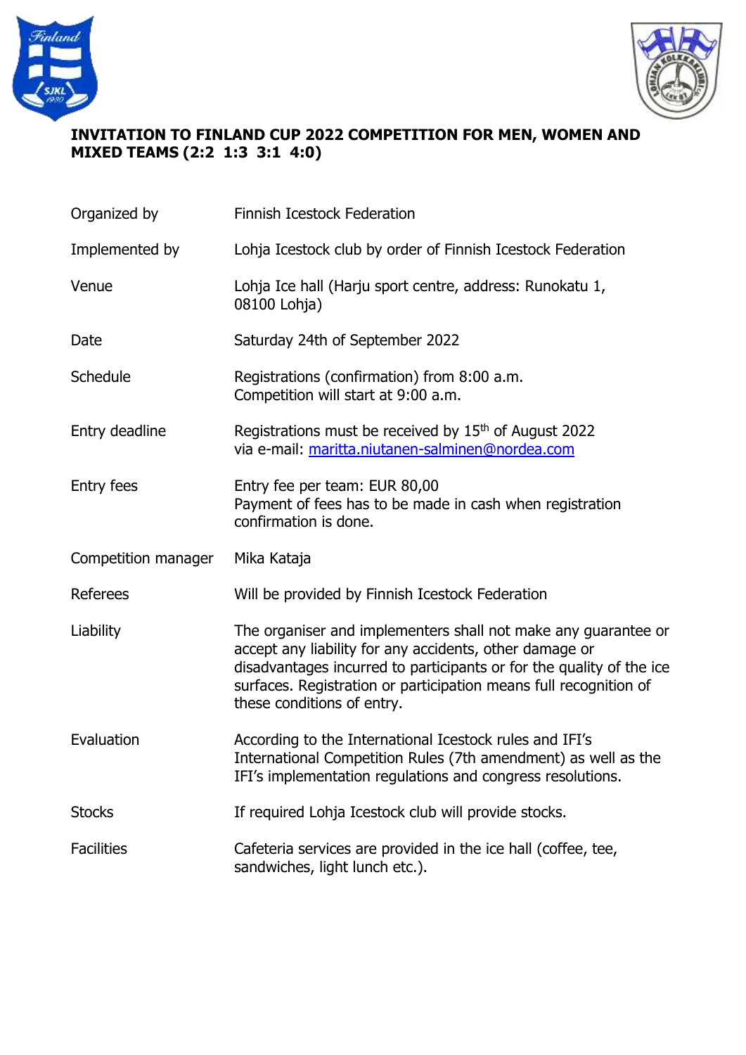**INVITATION TO FINLAND CUP 2022 COMPETITION FOR MEN, WOMEN AND MIXED TEAMS (2:2 1:3 3:1 4:0)**

| | |
|---|---|
| Organized by | Finnish Icestock Federation |
| Implemented by | Lohja Icestock club by order of Finnish Icestock Federation |
| Venue | Lohja Ice hall (Harju sport centre, address: Runokatu 1, 08100 Lohja) |
| Date | Saturday 24th of September 2022 |
| Schedule | Registrations (confirmation) from 8:00 a.m.<br>Competition will start at 9:00 a.m. |
| Entry deadline | Registrations must be received by 15th of August 2022<br>via e-mail: maritta.niutanen-salminen@nordea.com |
| Entry fees | Entry fee per team: EUR 80,00<br>Payment of fees has to be made in cash when registration confirmation is done. |
| Competition manager | Mika Kataja |
| Referees | Will be provided by Finnish Icestock Federation |
| Liability | The organiser and implementers shall not make any guarantee or accept any liability for any accidents, other damage or disadvantages incurred to participants or for the quality of the ice surfaces. Registration or participation means full recognition of these conditions of entry. |
| Evaluation | According to the International Icestock rules and IFI's International Competition Rules (7th amendment) as well as the IFI's implementation regulations and congress resolutions. |
| Stocks | If required Lohja Icestock club will provide stocks. |
| Facilities | Cafeteria services are provided in the ice hall (coffee, tee, sandwiches, light lunch etc.). |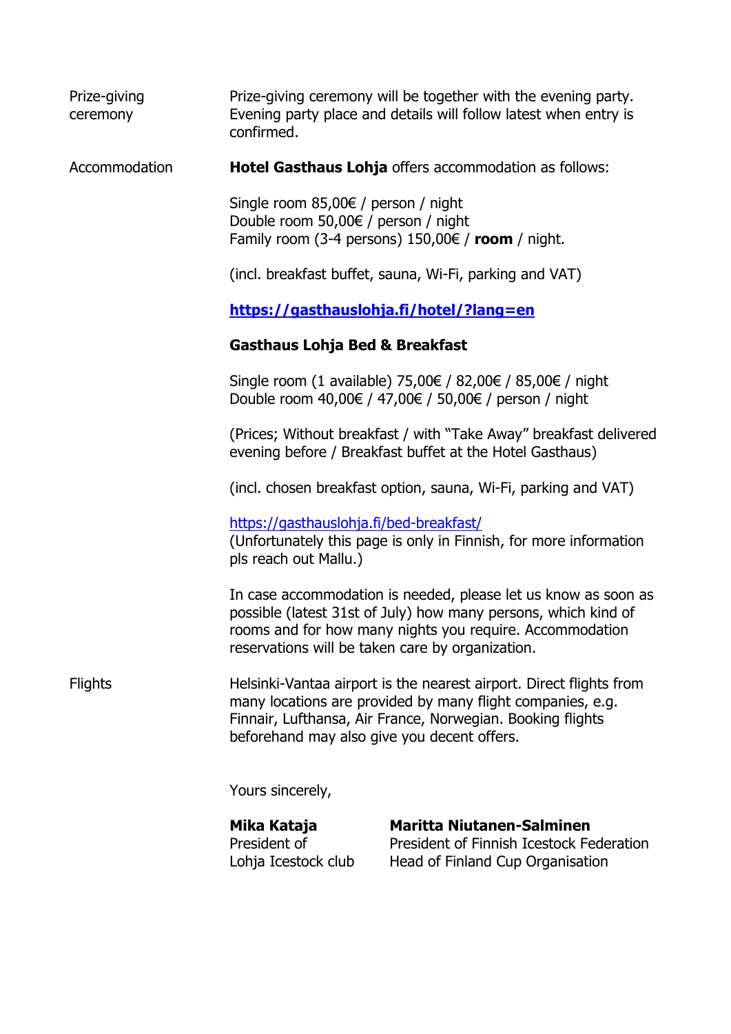Prize-giving ceremony

Prize-giving ceremony will be together with the evening party. Evening party place and details will follow latest when entry is confirmed.

Accommodation

**Hotel Gasthaus Lohja** offers accommodation as follows:

Single room 85,00€ / person / night
Double room 50,00€ / person / night
Family room (3-4 persons) 150,00€ / **room** / night.

(incl. breakfast buffet, sauna, Wi-Fi, parking and VAT)

**https://gasthauslohja.fi/hotel/?lang=en**

**Gasthaus Lohja Bed & Breakfast**

Single room (1 available) 75,00€ / 82,00€ / 85,00€ / night
Double room 40,00€ / 47,00€ / 50,00€ / person / night

(Prices; Without breakfast / with "Take Away" breakfast delivered evening before / Breakfast buffet at the Hotel Gasthaus)

(incl. chosen breakfast option, sauna, Wi-Fi, parking and VAT)

https://gasthauslohja.fi/bed-breakfast/
(Unfortunately this page is only in Finnish, for more information pls reach out Mallu.)

In case accommodation is needed, please let us know as soon as possible (latest 31st of July) how many persons, which kind of rooms and for how many nights you require. Accommodation reservations will be taken care by organization.

Flights

Helsinki-Vantaa airport is the nearest airport. Direct flights from many locations are provided by many flight companies, e.g. Finnair, Lufthansa, Air France, Norwegian. Booking flights beforehand may also give you decent offers.

Yours sincerely,

**Mika Kataja**
President of
Lohja Icestock club

**Maritta Niutanen-Salminen**
President of Finnish Icestock Federation
Head of Finland Cup Organisation